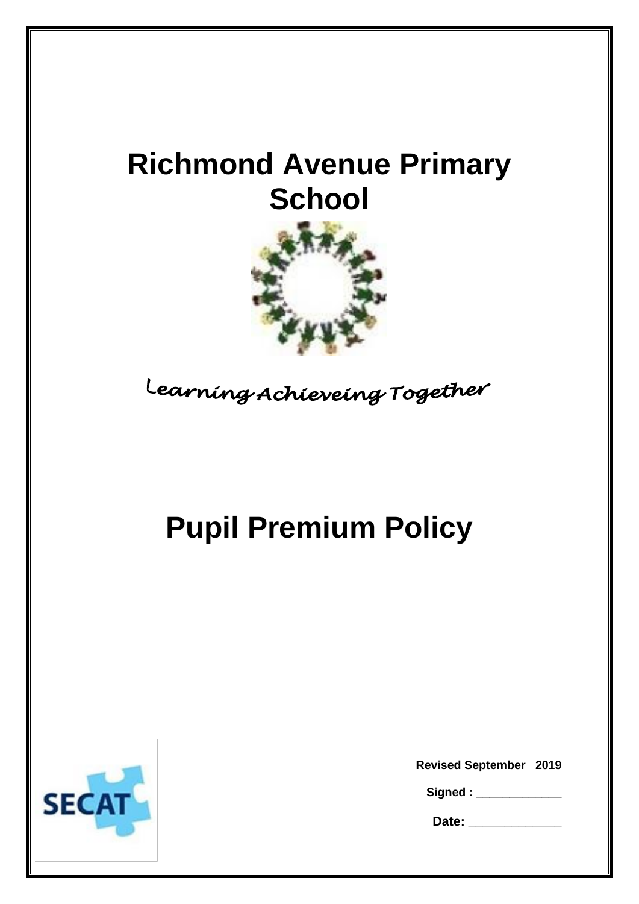# Richmond Avenue Primary School

*Learning Achieveing Together*

# Pupil Premium Policy

**Revised September 2019**

**Signed : _____________**

**Date: ______________**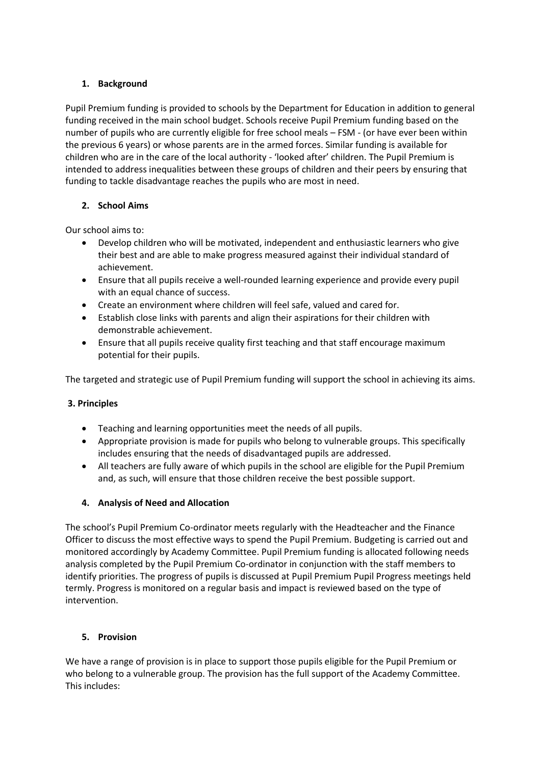## 1. Background

Pupil Premium funding is provided to schools by the Department for Education in addition to general funding received in the main school budget. Schools receive Pupil Premium funding based on the number of pupils who are currently eligible for free school meals – FSM - (or have ever been within the previous 6 years) or whose parents are in the armed forces. Similar funding is available for children who are in the care of the local authority - 'looked after' children. The Pupil Premium is intended to address inequalities between these groups of children and their peers by ensuring that funding to tackle disadvantage reaches the pupils who are most in need.

## 2. School Aims

Our school aims to:

- Develop children who will be motivated, independent and enthusiastic learners who give their best and are able to make progress measured against their individual standard of achievement.
- Ensure that all pupils receive a well-rounded learning experience and provide every pupil with an equal chance of success.
- Create an environment where children will feel safe, valued and cared for.
- Establish close links with parents and align their aspirations for their children with demonstrable achievement.
- Ensure that all pupils receive quality first teaching and that staff encourage maximum potential for their pupils.

The targeted and strategic use of Pupil Premium funding will support the school in achieving its aims.

## 3. Principles

- Teaching and learning opportunities meet the needs of all pupils.
- Appropriate provision is made for pupils who belong to vulnerable groups. This specifically includes ensuring that the needs of disadvantaged pupils are addressed.
- All teachers are fully aware of which pupils in the school are eligible for the Pupil Premium and, as such, will ensure that those children receive the best possible support.

## 4. Analysis of Need and Allocation

The school's Pupil Premium Co-ordinator meets regularly with the Headteacher and the Finance Officer to discuss the most effective ways to spend the Pupil Premium. Budgeting is carried out and monitored accordingly by Academy Committee. Pupil Premium funding is allocated following needs analysis completed by the Pupil Premium Co-ordinator in conjunction with the staff members to identify priorities. The progress of pupils is discussed at Pupil Premium Pupil Progress meetings held termly. Progress is monitored on a regular basis and impact is reviewed based on the type of intervention.

## 5. Provision

We have a range of provision is in place to support those pupils eligible for the Pupil Premium or who belong to a vulnerable group. The provision has the full support of the Academy Committee. This includes: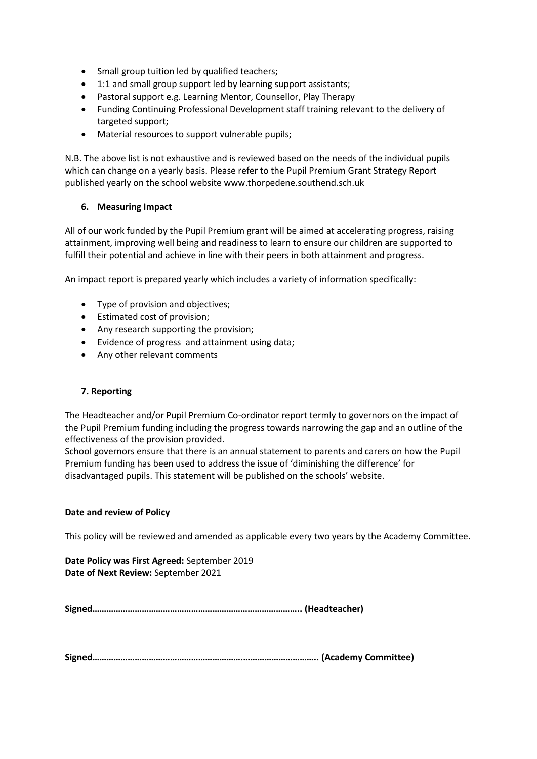- Small group tuition led by qualified teachers;
- 1:1 and small group support led by learning support assistants;
- Pastoral support e.g. Learning Mentor, Counsellor, Play Therapy
- Funding Continuing Professional Development staff training relevant to the delivery of targeted support;
- Material resources to support vulnerable pupils;

N.B. The above list is not exhaustive and is reviewed based on the needs of the individual pupils which can change on a yearly basis. Please refer to the Pupil Premium Grant Strategy Report published yearly on the school website www.thorpedene.southend.sch.uk

### 6. Measuring Impact

All of our work funded by the Pupil Premium grant will be aimed at accelerating progress, raising attainment, improving well being and readiness to learn to ensure our children are supported to fulfill their potential and achieve in line with their peers in both attainment and progress.

An impact report is prepared yearly which includes a variety of information specifically:

- Type of provision and objectives;
- Estimated cost of provision;
- Any research supporting the provision;
- Evidence of progress and attainment using data;
- Any other relevant comments

### 7. Reporting

The Headteacher and/or Pupil Premium Co-ordinator report termly to governors on the impact of the Pupil Premium funding including the progress towards narrowing the gap and an outline of the effectiveness of the provision provided.

School governors ensure that there is an annual statement to parents and carers on how the Pupil Premium funding has been used to address the issue of 'diminishing the difference' for disadvantaged pupils. This statement will be published on the schools' website.

**Date and review of Policy**

This policy will be reviewed and amended as applicable every two years by the Academy Committee.

**Date Policy was First Agreed:** September 2019
**Date of Next Review:** September 2021

**Signed…………………………………………………………………………….. (Headteacher)**

**Signed………………………………………………………………………………….. (Academy Committee)**